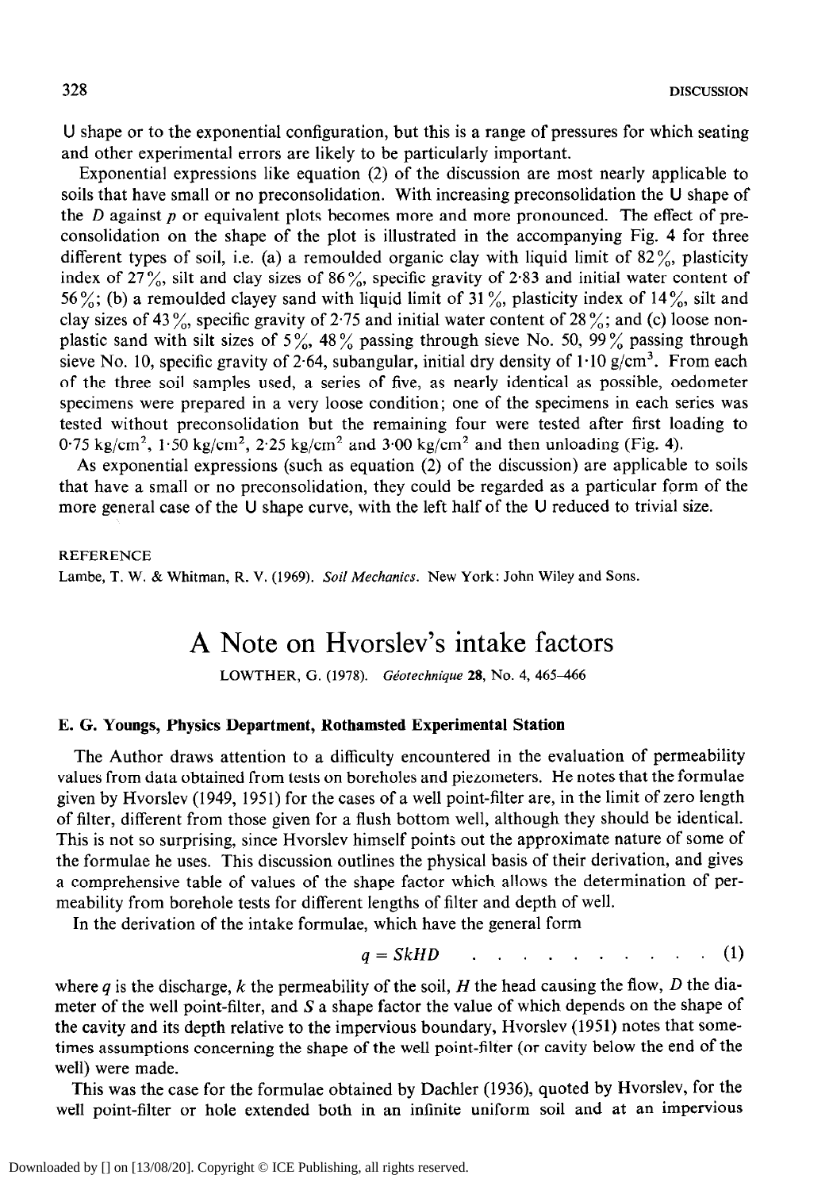U shape or to the exponential configuration, but this is a range of pressures for which seating and other experimental errors are likely to be particularly important.

Exponential expressions like equation (2) of the discussion are most nearly applicable to soils that have small or no preconsolidation. With increasing preconsolidation the U shape of the $D$ against $p$ or equivalent plots becomes more and more pronounced. The effect of preconsolidation on the shape of the plot is illustrated in the accompanying Fig. 4 for three different types of soil, i.e. (a) a remoulded organic clay with liquid limit of 82%, plasticity index of 27%, silt and clay sizes of 86%, specific gravity of 2·83 and initial water content of 56%; (b) a remoulded clayey sand with liquid limit of 31%, plasticity index of 14%, silt and clay sizes of 43%, specific gravity of 2·75 and initial water content of 28%; and (c) loose non-plastic sand with silt sizes of 5%, 48% passing through sieve No. 50, 99% passing through sieve No. 10, specific gravity of 2·64, subangular, initial dry density of 1·10 g/cm$^3$. From each of the three soil samples used, a series of five, as nearly identical as possible, oedometer specimens were prepared in a very loose condition; one of the specimens in each series was tested without preconsolidation but the remaining four were tested after first loading to 0·75 kg/cm$^2$, 1·50 kg/cm$^2$, 2·25 kg/cm$^2$ and 3·00 kg/cm$^2$ and then unloading (Fig. 4).

As exponential expressions (such as equation (2) of the discussion) are applicable to soils that have a small or no preconsolidation, they could be regarded as a particular form of the more general case of the U shape curve, with the left half of the U reduced to trivial size.

REFERENCE

Lambe, T. W. & Whitman, R. V. (1969). *Soil Mechanics*. New York: John Wiley and Sons.

# A Note on Hvorslev's intake factors

LOWTHER, G. (1978). *Géotechnique* **28**, No. 4, 465–466

### E. G. Youngs, Physics Department, Rothamsted Experimental Station

The Author draws attention to a difficulty encountered in the evaluation of permeability values from data obtained from tests on boreholes and piezometers. He notes that the formulae given by Hvorslev (1949, 1951) for the cases of a well point-filter are, in the limit of zero length of filter, different from those given for a flush bottom well, although they should be identical. This is not so surprising, since Hvorslev himself points out the approximate nature of some of the formulae he uses. This discussion outlines the physical basis of their derivation, and gives a comprehensive table of values of the shape factor which allows the determination of permeability from borehole tests for different lengths of filter and depth of well.

In the derivation of the intake formulae, which have the general form

$$q = SkHD \qquad (1)$$

where $q$ is the discharge, $k$ the permeability of the soil, $H$ the head causing the flow, $D$ the diameter of the well point-filter, and $S$ a shape factor the value of which depends on the shape of the cavity and its depth relative to the impervious boundary, Hvorslev (1951) notes that sometimes assumptions concerning the shape of the well point-filter (or cavity below the end of the well) were made.

This was the case for the formulae obtained by Dachler (1936), quoted by Hvorslev, for the well point-filter or hole extended both in an infinite uniform soil and at an impervious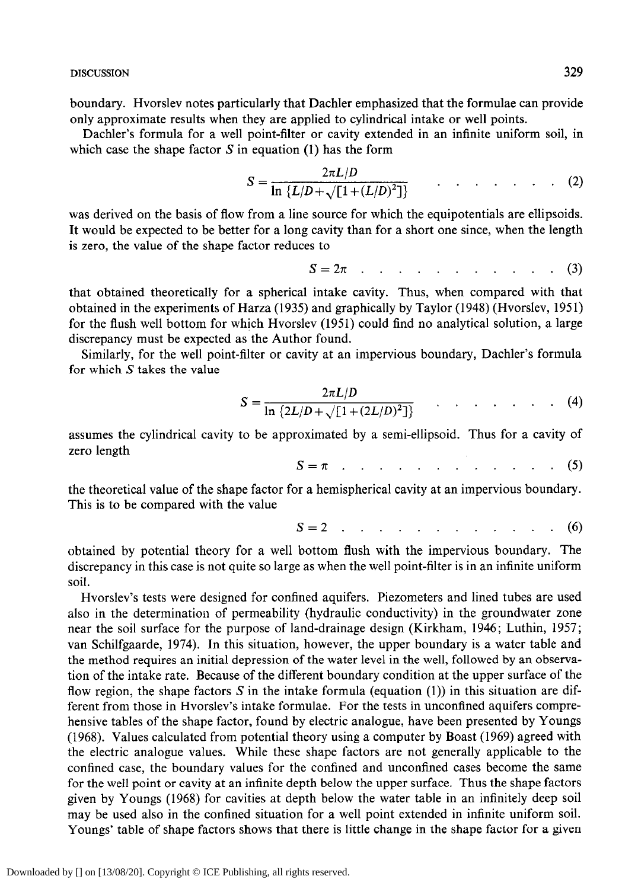boundary. Hvorslev notes particularly that Dachler emphasized that the formulae can provide only approximate results when they are applied to cylindrical intake or well points.

Dachler's formula for a well point-filter or cavity extended in an infinite uniform soil, in which case the shape factor $S$ in equation (1) has the form

$$S = \frac{2\pi L/D}{\ln \{L/D + \sqrt{[1+(L/D)^2]}\}} \quad \quad (2)$$

was derived on the basis of flow from a line source for which the equipotentials are ellipsoids. It would be expected to be better for a long cavity than for a short one since, when the length is zero, the value of the shape factor reduces to

$$S = 2\pi \quad \quad (3)$$

that obtained theoretically for a spherical intake cavity. Thus, when compared with that obtained in the experiments of Harza (1935) and graphically by Taylor (1948) (Hvorslev, 1951) for the flush well bottom for which Hvorslev (1951) could find no analytical solution, a large discrepancy must be expected as the Author found.

Similarly, for the well point-filter or cavity at an impervious boundary, Dachler's formula for which $S$ takes the value

$$S = \frac{2\pi L/D}{\ln \{2L/D + \sqrt{[1+(2L/D)^2]}\}} \quad \quad (4)$$

assumes the cylindrical cavity to be approximated by a semi-ellipsoid. Thus for a cavity of zero length

$$S = \pi \quad \quad (5)$$

the theoretical value of the shape factor for a hemispherical cavity at an impervious boundary. This is to be compared with the value

$$S = 2 \quad \quad (6)$$

obtained by potential theory for a well bottom flush with the impervious boundary. The discrepancy in this case is not quite so large as when the well point-filter is in an infinite uniform soil.

Hvorslev's tests were designed for confined aquifers. Piezometers and lined tubes are used also in the determination of permeability (hydraulic conductivity) in the groundwater zone near the soil surface for the purpose of land-drainage design (Kirkham, 1946; Luthin, 1957; van Schilfgaarde, 1974). In this situation, however, the upper boundary is a water table and the method requires an initial depression of the water level in the well, followed by an observation of the intake rate. Because of the different boundary condition at the upper surface of the flow region, the shape factors $S$ in the intake formula (equation (1)) in this situation are different from those in Hvorslev's intake formulae. For the tests in unconfined aquifers comprehensive tables of the shape factor, found by electric analogue, have been presented by Youngs (1968). Values calculated from potential theory using a computer by Boast (1969) agreed with the electric analogue values. While these shape factors are not generally applicable to the confined case, the boundary values for the confined and unconfined cases become the same for the well point or cavity at an infinite depth below the upper surface. Thus the shape factors given by Youngs (1968) for cavities at depth below the water table in an infinitely deep soil may be used also in the confined situation for a well point extended in infinite uniform soil. Youngs' table of shape factors shows that there is little change in the shape factor for a given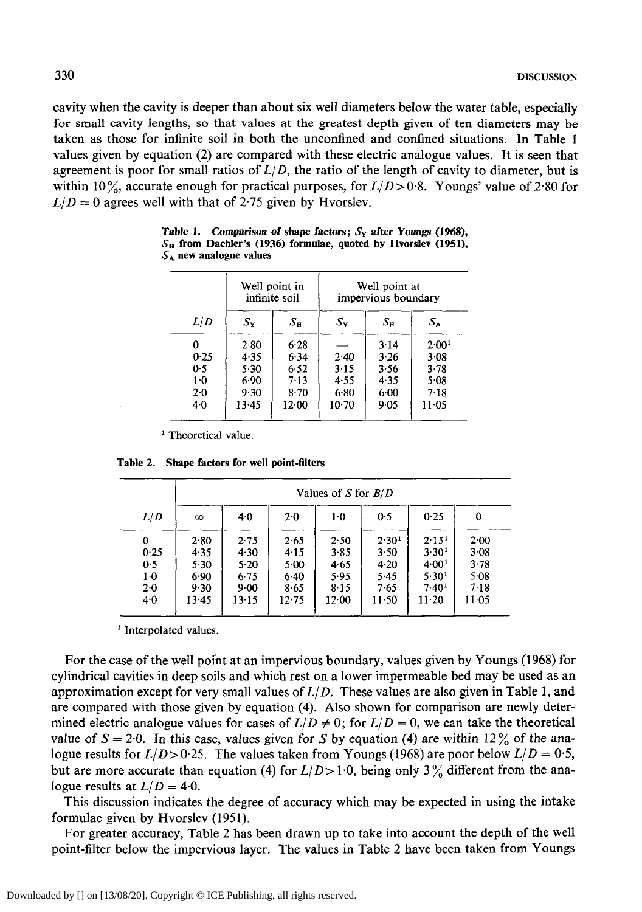cavity when the cavity is deeper than about six well diameters below the water table, especially for small cavity lengths, so that values at the greatest depth given of ten diameters may be taken as those for infinite soil in both the unconfined and confined situations. In Table 1 values given by equation (2) are compared with these electric analogue values. It is seen that agreement is poor for small ratios of $L/D$, the ratio of the length of cavity to diameter, but is within 10%, accurate enough for practical purposes, for $L/D > 0{\cdot}8$. Youngs' value of 2·80 for $L/D = 0$ agrees well with that of 2·75 given by Hvorslev.

**Table 1. Comparison of shape factors; $S_Y$ after Youngs (1968), $S_H$ from Dachler's (1936) formulae, quoted by Hvorslev (1951), $S_A$ new analogue values**

| | Well point in infinite soil | | Well point at impervious boundary | | |
|---|---|---|---|---|---|
| $L/D$ | $S_Y$ | $S_H$ | $S_Y$ | $S_H$ | $S_A$ |
| 0 | 2·80 | 6·28 | — | 3·14 | 2·00[1] |
| 0·25 | 4·35 | 6·34 | 2·40 | 3·26 | 3·08 |
| 0·5 | 5·30 | 6·52 | 3·15 | 3·56 | 3·78 |
| 1·0 | 6·90 | 7·13 | 4·55 | 4·35 | 5·08 |
| 2·0 | 9·30 | 8·70 | 6·80 | 6·00 | 7·18 |
| 4·0 | 13·45 | 12·00 | 10·70 | 9·05 | 11·05 |

[1] Theoretical value.

**Table 2. Shape factors for well point-filters**

| | Values of $S$ for $B/D$ | | | | | | |
|---|---|---|---|---|---|---|---|
| $L/D$ | ∞ | 4·0 | 2·0 | 1·0 | 0·5 | 0·25 | 0 |
| 0 | 2·80 | 2·75 | 2·65 | 2·50 | 2·30[1] | 2·15[1] | 2·00 |
| 0·25 | 4·35 | 4·30 | 4·15 | 3·85 | 3·50 | 3·30[1] | 3·08 |
| 0·5 | 5·30 | 5·20 | 5·00 | 4·65 | 4·20 | 4·00[1] | 3·78 |
| 1·0 | 6·90 | 6·75 | 6·40 | 5·95 | 5·45 | 5·30[1] | 5·08 |
| 2·0 | 9·30 | 9·00 | 8·65 | 8·15 | 7·65 | 7·40[1] | 7·18 |
| 4·0 | 13·45 | 13·15 | 12·75 | 12·00 | 11·50 | 11·20 | 11·05 |

[1] Interpolated values.

For the case of the well point at an impervious boundary, values given by Youngs (1968) for cylindrical cavities in deep soils and which rest on a lower impermeable bed may be used as an approximation except for very small values of $L/D$. These values are also given in Table 1, and are compared with those given by equation (4). Also shown for comparison are newly determined electric analogue values for cases of $L/D \neq 0$; for $L/D = 0$, we can take the theoretical value of $S = 2{\cdot}0$. In this case, values given for $S$ by equation (4) are within 12% of the analogue results for $L/D > 0{\cdot}25$. The values taken from Youngs (1968) are poor below $L/D = 0{\cdot}5$, but are more accurate than equation (4) for $L/D > 1{\cdot}0$, being only 3% different from the analogue results at $L/D = 4{\cdot}0$.

This discussion indicates the degree of accuracy which may be expected in using the intake formulae given by Hvorslev (1951).

For greater accuracy, Table 2 has been drawn up to take into account the depth of the well point-filter below the impervious layer. The values in Table 2 have been taken from Youngs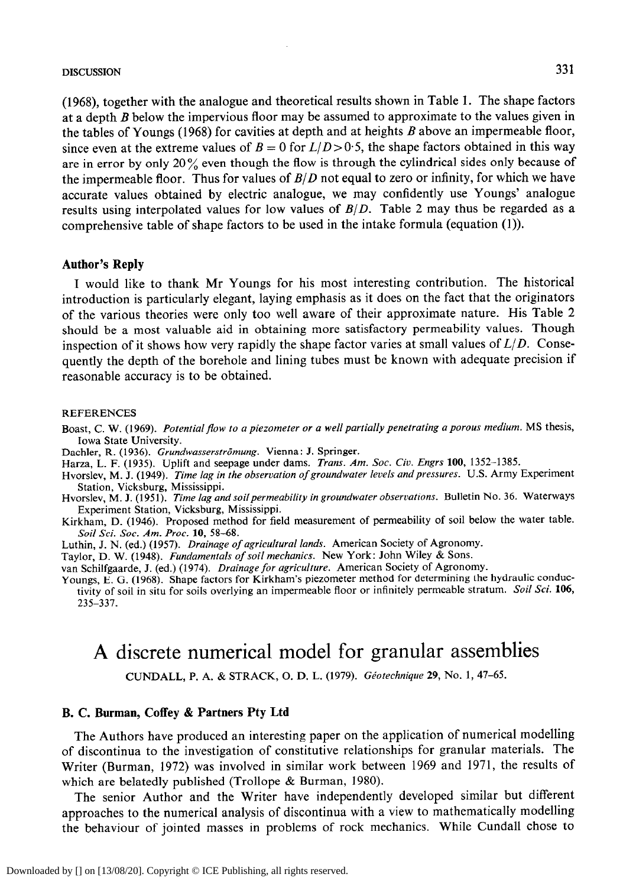(1968), together with the analogue and theoretical results shown in Table 1. The shape factors at a depth $B$ below the impervious floor may be assumed to approximate to the values given in the tables of Youngs (1968) for cavities at depth and at heights $B$ above an impermeable floor, since even at the extreme values of $B = 0$ for $L/D > 0{\cdot}5$, the shape factors obtained in this way are in error by only 20% even though the flow is through the cylindrical sides only because of the impermeable floor. Thus for values of $B/D$ not equal to zero or infinity, for which we have accurate values obtained by electric analogue, we may confidently use Youngs' analogue results using interpolated values for low values of $B/D$. Table 2 may thus be regarded as a comprehensive table of shape factors to be used in the intake formula (equation (1)).

### Author's Reply

I would like to thank Mr Youngs for his most interesting contribution. The historical introduction is particularly elegant, laying emphasis as it does on the fact that the originators of the various theories were only too well aware of their approximate nature. His Table 2 should be a most valuable aid in obtaining more satisfactory permeability values. Though inspection of it shows how very rapidly the shape factor varies at small values of $L/D$. Consequently the depth of the borehole and lining tubes must be known with adequate precision if reasonable accuracy is to be obtained.

#### REFERENCES

Boast, C. W. (1969). *Potential flow to a piezometer or a well partially penetrating a porous medium.* MS thesis, Iowa State University.

Dachler, R. (1936). *Grundwasserströmung.* Vienna: J. Springer.

Harza, L. F. (1935). Uplift and seepage under dams. *Trans. Am. Soc. Civ. Engrs* **100**, 1352–1385.

Hvorslev, M. J. (1949). *Time lag in the observation of groundwater levels and pressures.* U.S. Army Experiment Station, Vicksburg, Mississippi.

Hvorslev, M. J. (1951). *Time lag and soil permeability in groundwater observations.* Bulletin No. 36. Waterways Experiment Station, Vicksburg, Mississippi.

Kirkham, D. (1946). Proposed method for field measurement of permeability of soil below the water table. *Soil Sci. Soc. Am. Proc.* **10**, 58–68.

Luthin, J. N. (ed.) (1957). *Drainage of agricultural lands.* American Society of Agronomy.

Taylor, D. W. (1948). *Fundamentals of soil mechanics.* New York: John Wiley & Sons.

van Schilfgaarde, J. (ed.) (1974). *Drainage for agriculture.* American Society of Agronomy.

Youngs, E. G. (1968). Shape factors for Kirkham's piezometer method for determining the hydraulic conductivity of soil in situ for soils overlying an impermeable floor or infinitely permeable stratum. *Soil Sci.* **106**, 235–337.

# A discrete numerical model for granular assemblies

CUNDALL, P. A. & STRACK, O. D. L. (1979). *Géotechnique* **29**, No. 1, 47–65.

### B. C. Burman, Coffey & Partners Pty Ltd

The Authors have produced an interesting paper on the application of numerical modelling of discontinua to the investigation of constitutive relationships for granular materials. The Writer (Burman, 1972) was involved in similar work between 1969 and 1971, the results of which are belatedly published (Trollope & Burman, 1980).

The senior Author and the Writer have independently developed similar but different approaches to the numerical analysis of discontinua with a view to mathematically modelling the behaviour of jointed masses in problems of rock mechanics. While Cundall chose to